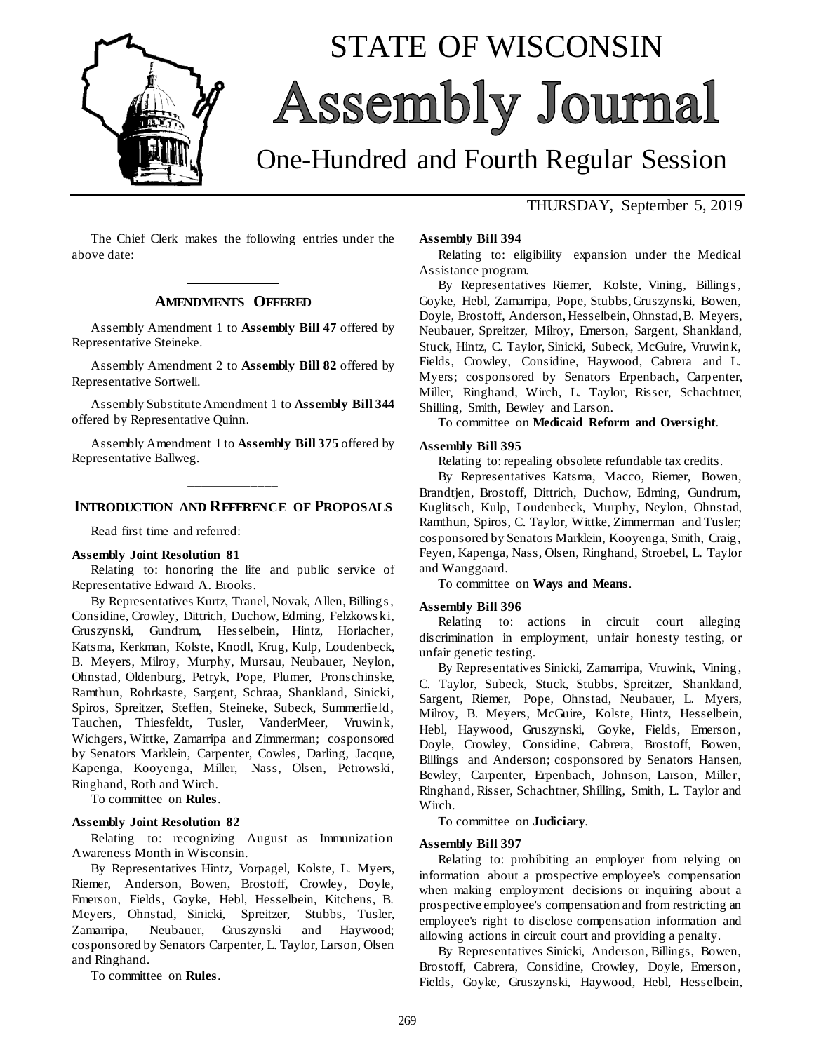# STATE OF WISCONSIN
# Assembly Journal
## One-Hundred and Fourth Regular Session

THURSDAY, September 5, 2019

The Chief Clerk makes the following entries under the above date:

## AMENDMENTS OFFERED

Assembly Amendment 1 to **Assembly Bill 47** offered by Representative Steineke.

Assembly Amendment 2 to **Assembly Bill 82** offered by Representative Sortwell.

Assembly Substitute Amendment 1 to **Assembly Bill 344** offered by Representative Quinn.

Assembly Amendment 1 to **Assembly Bill 375** offered by Representative Ballweg.

## INTRODUCTION AND REFERENCE OF PROPOSALS

Read first time and referred:

**Assembly Joint Resolution 81**

Relating to: honoring the life and public service of Representative Edward A. Brooks.

By Representatives Kurtz, Tranel, Novak, Allen, Billings, Considine, Crowley, Dittrich, Duchow, Edming, Felzkowski, Gruszynski, Gundrum, Hesselbein, Hintz, Horlacher, Katsma, Kerkman, Kolste, Knodl, Krug, Kulp, Loudenbeck, B. Meyers, Milroy, Murphy, Mursau, Neubauer, Neylon, Ohnstad, Oldenburg, Petryk, Pope, Plumer, Pronschinske, Ramthun, Rohrkaste, Sargent, Schraa, Shankland, Sinicki, Spiros, Spreitzer, Steffen, Steineke, Subeck, Summerfield, Tauchen, Thiesfeldt, Tusler, VanderMeer, Vruwink, Wichgers, Wittke, Zamarripa and Zimmerman; cosponsored by Senators Marklein, Carpenter, Cowles, Darling, Jacque, Kapenga, Kooyenga, Miller, Nass, Olsen, Petrowski, Ringhand, Roth and Wirch.

To committee on **Rules**.

**Assembly Joint Resolution 82**

Relating to: recognizing August as Immunization Awareness Month in Wisconsin.

By Representatives Hintz, Vorpagel, Kolste, L. Myers, Riemer, Anderson, Bowen, Brostoff, Crowley, Doyle, Emerson, Fields, Goyke, Hebl, Hesselbein, Kitchens, B. Meyers, Ohnstad, Sinicki, Spreitzer, Stubbs, Tusler, Zamarripa, Neubauer, Gruszynski and Haywood; cosponsored by Senators Carpenter, L. Taylor, Larson, Olsen and Ringhand.

To committee on **Rules**.

**Assembly Bill 394**

Relating to: eligibility expansion under the Medical Assistance program.

By Representatives Riemer, Kolste, Vining, Billings, Goyke, Hebl, Zamarripa, Pope, Stubbs, Gruszynski, Bowen, Doyle, Brostoff, Anderson, Hesselbein, Ohnstad, B. Meyers, Neubauer, Spreitzer, Milroy, Emerson, Sargent, Shankland, Stuck, Hintz, C. Taylor, Sinicki, Subeck, McGuire, Vruwink, Fields, Crowley, Considine, Haywood, Cabrera and L. Myers; cosponsored by Senators Erpenbach, Carpenter, Miller, Ringhand, Wirch, L. Taylor, Risser, Schachtner, Shilling, Smith, Bewley and Larson.

To committee on **Medicaid Reform and Oversight**.

**Assembly Bill 395**

Relating to: repealing obsolete refundable tax credits.

By Representatives Katsma, Macco, Riemer, Bowen, Brandtjen, Brostoff, Dittrich, Duchow, Edming, Gundrum, Kuglitsch, Kulp, Loudenbeck, Murphy, Neylon, Ohnstad, Ramthun, Spiros, C. Taylor, Wittke, Zimmerman and Tusler; cosponsored by Senators Marklein, Kooyenga, Smith, Craig, Feyen, Kapenga, Nass, Olsen, Ringhand, Stroebel, L. Taylor and Wanggaard.

To committee on **Ways and Means**.

**Assembly Bill 396**

Relating to: actions in circuit court alleging discrimination in employment, unfair honesty testing, or unfair genetic testing.

By Representatives Sinicki, Zamarripa, Vruwink, Vining, C. Taylor, Subeck, Stuck, Stubbs, Spreitzer, Shankland, Sargent, Riemer, Pope, Ohnstad, Neubauer, L. Myers, Milroy, B. Meyers, McGuire, Kolste, Hintz, Hesselbein, Hebl, Haywood, Gruszynski, Goyke, Fields, Emerson, Doyle, Crowley, Considine, Cabrera, Brostoff, Bowen, Billings and Anderson; cosponsored by Senators Hansen, Bewley, Carpenter, Erpenbach, Johnson, Larson, Miller, Ringhand, Risser, Schachtner, Shilling, Smith, L. Taylor and Wirch.

To committee on **Judiciary**.

**Assembly Bill 397**

Relating to: prohibiting an employer from relying on information about a prospective employee's compensation when making employment decisions or inquiring about a prospective employee's compensation and from restricting an employee's right to disclose compensation information and allowing actions in circuit court and providing a penalty.

By Representatives Sinicki, Anderson, Billings, Bowen, Brostoff, Cabrera, Considine, Crowley, Doyle, Emerson, Fields, Goyke, Gruszynski, Haywood, Hebl, Hesselbein,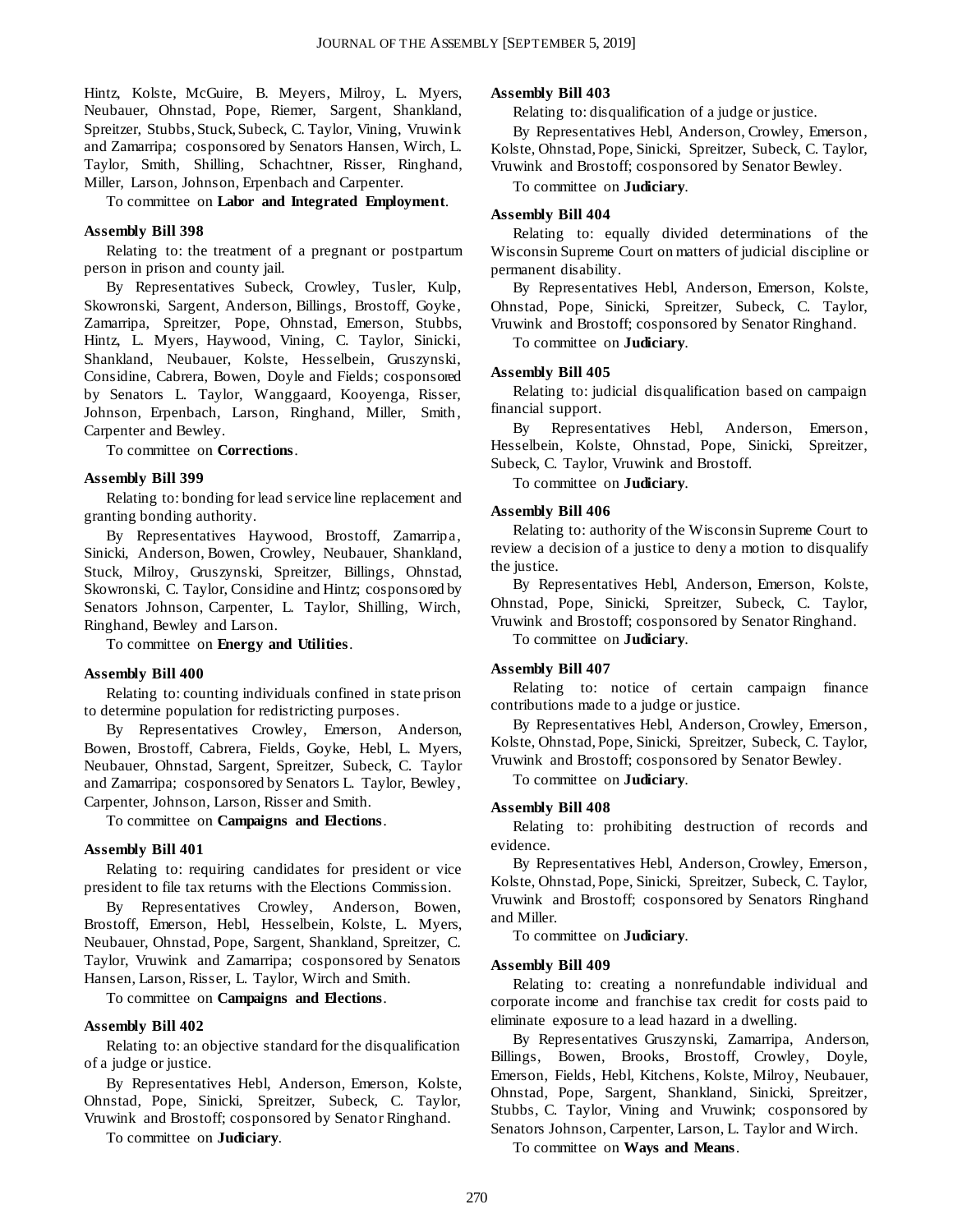Hintz, Kolste, McGuire, B. Meyers, Milroy, L. Myers, Neubauer, Ohnstad, Pope, Riemer, Sargent, Shankland, Spreitzer, Stubbs, Stuck, Subeck, C. Taylor, Vining, Vruwink and Zamarripa; cosponsored by Senators Hansen, Wirch, L. Taylor, Smith, Shilling, Schachtner, Risser, Ringhand, Miller, Larson, Johnson, Erpenbach and Carpenter.

To committee on **Labor and Integrated Employment**.

#### Assembly Bill 398

Relating to: the treatment of a pregnant or postpartum person in prison and county jail.

By Representatives Subeck, Crowley, Tusler, Kulp, Skowronski, Sargent, Anderson, Billings, Brostoff, Goyke, Zamarripa, Spreitzer, Pope, Ohnstad, Emerson, Stubbs, Hintz, L. Myers, Haywood, Vining, C. Taylor, Sinicki, Shankland, Neubauer, Kolste, Hesselbein, Gruszynski, Considine, Cabrera, Bowen, Doyle and Fields; cosponsored by Senators L. Taylor, Wanggaard, Kooyenga, Risser, Johnson, Erpenbach, Larson, Ringhand, Miller, Smith, Carpenter and Bewley.

To committee on **Corrections**.

#### Assembly Bill 399

Relating to: bonding for lead service line replacement and granting bonding authority.

By Representatives Haywood, Brostoff, Zamarripa, Sinicki, Anderson, Bowen, Crowley, Neubauer, Shankland, Stuck, Milroy, Gruszynski, Spreitzer, Billings, Ohnstad, Skowronski, C. Taylor, Considine and Hintz; cosponsored by Senators Johnson, Carpenter, L. Taylor, Shilling, Wirch, Ringhand, Bewley and Larson.

To committee on **Energy and Utilities**.

#### Assembly Bill 400

Relating to: counting individuals confined in state prison to determine population for redistricting purposes.

By Representatives Crowley, Emerson, Anderson, Bowen, Brostoff, Cabrera, Fields, Goyke, Hebl, L. Myers, Neubauer, Ohnstad, Sargent, Spreitzer, Subeck, C. Taylor and Zamarripa; cosponsored by Senators L. Taylor, Bewley, Carpenter, Johnson, Larson, Risser and Smith.

To committee on **Campaigns and Elections**.

#### Assembly Bill 401

Relating to: requiring candidates for president or vice president to file tax returns with the Elections Commission.

By Representatives Crowley, Anderson, Bowen, Brostoff, Emerson, Hebl, Hesselbein, Kolste, L. Myers, Neubauer, Ohnstad, Pope, Sargent, Shankland, Spreitzer, C. Taylor, Vruwink and Zamarripa; cosponsored by Senators Hansen, Larson, Risser, L. Taylor, Wirch and Smith.

To committee on **Campaigns and Elections**.

#### Assembly Bill 402

Relating to: an objective standard for the disqualification of a judge or justice.

By Representatives Hebl, Anderson, Emerson, Kolste, Ohnstad, Pope, Sinicki, Spreitzer, Subeck, C. Taylor, Vruwink and Brostoff; cosponsored by Senator Ringhand.

To committee on **Judiciary**.

#### Assembly Bill 403

Relating to: disqualification of a judge or justice.

By Representatives Hebl, Anderson, Crowley, Emerson, Kolste, Ohnstad, Pope, Sinicki, Spreitzer, Subeck, C. Taylor, Vruwink and Brostoff; cosponsored by Senator Bewley.

To committee on **Judiciary**.

#### Assembly Bill 404

Relating to: equally divided determinations of the Wisconsin Supreme Court on matters of judicial discipline or permanent disability.

By Representatives Hebl, Anderson, Emerson, Kolste, Ohnstad, Pope, Sinicki, Spreitzer, Subeck, C. Taylor, Vruwink and Brostoff; cosponsored by Senator Ringhand.

To committee on **Judiciary**.

#### Assembly Bill 405

Relating to: judicial disqualification based on campaign financial support.

By Representatives Hebl, Anderson, Emerson, Hesselbein, Kolste, Ohnstad, Pope, Sinicki, Spreitzer, Subeck, C. Taylor, Vruwink and Brostoff.

To committee on **Judiciary**.

#### Assembly Bill 406

Relating to: authority of the Wisconsin Supreme Court to review a decision of a justice to deny a motion to disqualify the justice.

By Representatives Hebl, Anderson, Emerson, Kolste, Ohnstad, Pope, Sinicki, Spreitzer, Subeck, C. Taylor, Vruwink and Brostoff; cosponsored by Senator Ringhand.

To committee on **Judiciary**.

#### Assembly Bill 407

Relating to: notice of certain campaign finance contributions made to a judge or justice.

By Representatives Hebl, Anderson, Crowley, Emerson, Kolste, Ohnstad, Pope, Sinicki, Spreitzer, Subeck, C. Taylor, Vruwink and Brostoff; cosponsored by Senator Bewley.

To committee on **Judiciary**.

#### Assembly Bill 408

Relating to: prohibiting destruction of records and evidence.

By Representatives Hebl, Anderson, Crowley, Emerson, Kolste, Ohnstad, Pope, Sinicki, Spreitzer, Subeck, C. Taylor, Vruwink and Brostoff; cosponsored by Senators Ringhand and Miller.

To committee on **Judiciary**.

#### Assembly Bill 409

Relating to: creating a nonrefundable individual and corporate income and franchise tax credit for costs paid to eliminate exposure to a lead hazard in a dwelling.

By Representatives Gruszynski, Zamarripa, Anderson, Billings, Bowen, Brooks, Brostoff, Crowley, Doyle, Emerson, Fields, Hebl, Kitchens, Kolste, Milroy, Neubauer, Ohnstad, Pope, Sargent, Shankland, Sinicki, Spreitzer, Stubbs, C. Taylor, Vining and Vruwink; cosponsored by Senators Johnson, Carpenter, Larson, L. Taylor and Wirch.

To committee on **Ways and Means**.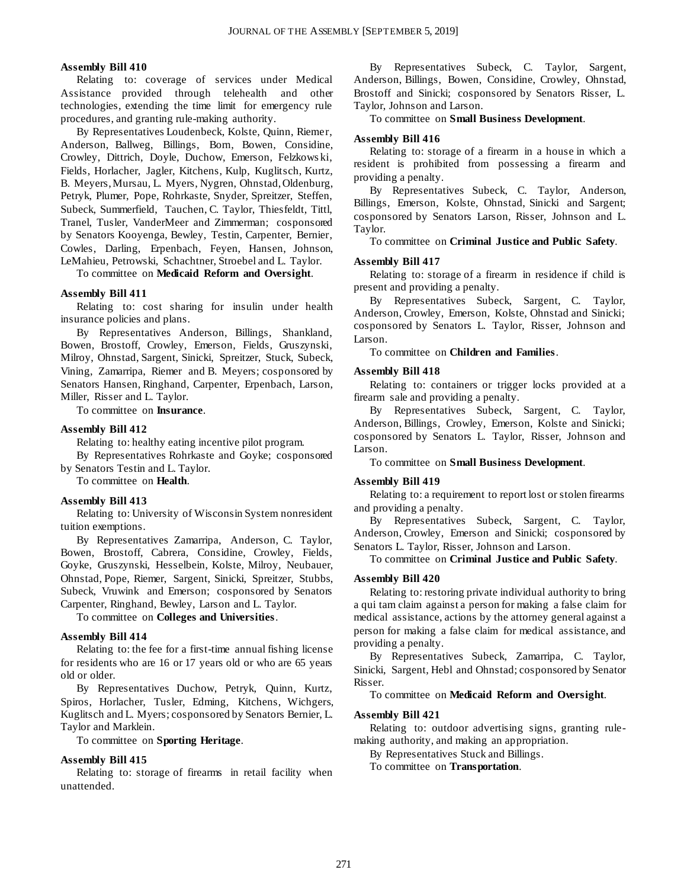**Assembly Bill 410**

Relating to: coverage of services under Medical Assistance provided through telehealth and other technologies, extending the time limit for emergency rule procedures, and granting rule-making authority.

By Representatives Loudenbeck, Kolste, Quinn, Riemer, Anderson, Ballweg, Billings, Born, Bowen, Considine, Crowley, Dittrich, Doyle, Duchow, Emerson, Felzkowski, Fields, Horlacher, Jagler, Kitchens, Kulp, Kuglitsch, Kurtz, B. Meyers, Mursau, L. Myers, Nygren, Ohnstad, Oldenburg, Petryk, Plumer, Pope, Rohrkaste, Snyder, Spreitzer, Steffen, Subeck, Summerfield, Tauchen, C. Taylor, Thiesfeldt, Tittl, Tranel, Tusler, VanderMeer and Zimmerman; cosponsored by Senators Kooyenga, Bewley, Testin, Carpenter, Bernier, Cowles, Darling, Erpenbach, Feyen, Hansen, Johnson, LeMahieu, Petrowski, Schachtner, Stroebel and L. Taylor.

To committee on **Medicaid Reform and Oversight**.

**Assembly Bill 411**

Relating to: cost sharing for insulin under health insurance policies and plans.

By Representatives Anderson, Billings, Shankland, Bowen, Brostoff, Crowley, Emerson, Fields, Gruszynski, Milroy, Ohnstad, Sargent, Sinicki, Spreitzer, Stuck, Subeck, Vining, Zamarripa, Riemer and B. Meyers; cosponsored by Senators Hansen, Ringhand, Carpenter, Erpenbach, Larson, Miller, Risser and L. Taylor.

To committee on **Insurance**.

**Assembly Bill 412**

Relating to: healthy eating incentive pilot program.

By Representatives Rohrkaste and Goyke; cosponsored by Senators Testin and L. Taylor.

To committee on **Health**.

**Assembly Bill 413**

Relating to: University of Wisconsin System nonresident tuition exemptions.

By Representatives Zamarripa, Anderson, C. Taylor, Bowen, Brostoff, Cabrera, Considine, Crowley, Fields, Goyke, Gruszynski, Hesselbein, Kolste, Milroy, Neubauer, Ohnstad, Pope, Riemer, Sargent, Sinicki, Spreitzer, Stubbs, Subeck, Vruwink and Emerson; cosponsored by Senators Carpenter, Ringhand, Bewley, Larson and L. Taylor.

To committee on **Colleges and Universities**.

**Assembly Bill 414**

Relating to: the fee for a first-time annual fishing license for residents who are 16 or 17 years old or who are 65 years old or older.

By Representatives Duchow, Petryk, Quinn, Kurtz, Spiros, Horlacher, Tusler, Edming, Kitchens, Wichgers, Kuglitsch and L. Myers; cosponsored by Senators Bernier, L. Taylor and Marklein.

To committee on **Sporting Heritage**.

**Assembly Bill 415**

Relating to: storage of firearms in retail facility when unattended.

By Representatives Subeck, C. Taylor, Sargent, Anderson, Billings, Bowen, Considine, Crowley, Ohnstad, Brostoff and Sinicki; cosponsored by Senators Risser, L. Taylor, Johnson and Larson.

To committee on **Small Business Development**.

**Assembly Bill 416**

Relating to: storage of a firearm in a house in which a resident is prohibited from possessing a firearm and providing a penalty.

By Representatives Subeck, C. Taylor, Anderson, Billings, Emerson, Kolste, Ohnstad, Sinicki and Sargent; cosponsored by Senators Larson, Risser, Johnson and L. Taylor.

To committee on **Criminal Justice and Public Safety**.

**Assembly Bill 417**

Relating to: storage of a firearm in residence if child is present and providing a penalty.

By Representatives Subeck, Sargent, C. Taylor, Anderson, Crowley, Emerson, Kolste, Ohnstad and Sinicki; cosponsored by Senators L. Taylor, Risser, Johnson and Larson.

To committee on **Children and Families**.

**Assembly Bill 418**

Relating to: containers or trigger locks provided at a firearm sale and providing a penalty.

By Representatives Subeck, Sargent, C. Taylor, Anderson, Billings, Crowley, Emerson, Kolste and Sinicki; cosponsored by Senators L. Taylor, Risser, Johnson and Larson.

To committee on **Small Business Development**.

**Assembly Bill 419**

Relating to: a requirement to report lost or stolen firearms and providing a penalty.

By Representatives Subeck, Sargent, C. Taylor, Anderson, Crowley, Emerson and Sinicki; cosponsored by Senators L. Taylor, Risser, Johnson and Larson.

To committee on **Criminal Justice and Public Safety**.

**Assembly Bill 420**

Relating to: restoring private individual authority to bring a qui tam claim against a person for making a false claim for medical assistance, actions by the attorney general against a person for making a false claim for medical assistance, and providing a penalty.

By Representatives Subeck, Zamarripa, C. Taylor, Sinicki, Sargent, Hebl and Ohnstad; cosponsored by Senator Risser.

To committee on **Medicaid Reform and Oversight**.

**Assembly Bill 421**

Relating to: outdoor advertising signs, granting rule-making authority, and making an appropriation.

By Representatives Stuck and Billings.

To committee on **Transportation**.